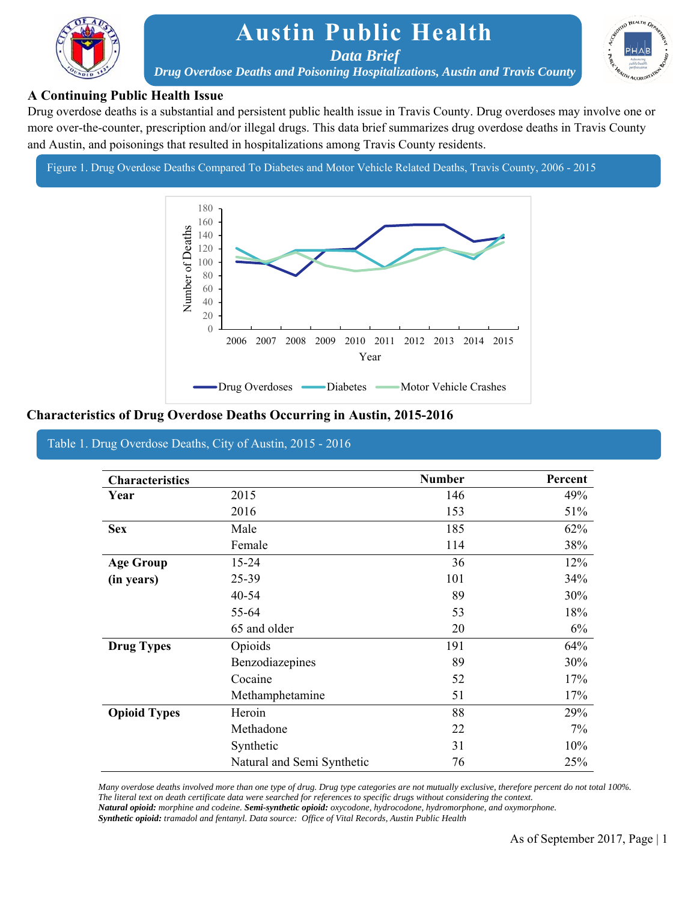# Austin Public Health

*Data Brief*

***Drug Overdose Deaths and Poisoning Hospitalizations, Austin and Travis County***

## A Continuing Public Health Issue

Drug overdose deaths is a substantial and persistent public health issue in Travis County. Drug overdoses may involve one or more over-the-counter, prescription and/or illegal drugs. This data brief summarizes drug overdose deaths in Travis County and Austin, and poisonings that resulted in hospitalizations among Travis County residents.

Figure 1. Drug Overdose Deaths Compared To Diabetes and Motor Vehicle Related Deaths, Travis County, 2006 - 2015

## Characteristics of Drug Overdose Deaths Occurring in Austin, 2015-2016

Table 1. Drug Overdose Deaths, City of Austin, 2015 - 2016

| Characteristics | | Number | Percent |
|---|---|---|---|
| **Year** | 2015 | 146 | 49% |
| | 2016 | 153 | 51% |
| **Sex** | Male | 185 | 62% |
| | Female | 114 | 38% |
| **Age Group (in years)** | 15-24 | 36 | 12% |
| | 25-39 | 101 | 34% |
| | 40-54 | 89 | 30% |
| | 55-64 | 53 | 18% |
| | 65 and older | 20 | 6% |
| **Drug Types** | Opioids | 191 | 64% |
| | Benzodiazepines | 89 | 30% |
| | Cocaine | 52 | 17% |
| | Methamphetamine | 51 | 17% |
| **Opioid Types** | Heroin | 88 | 29% |
| | Methadone | 22 | 7% |
| | Synthetic | 31 | 10% |
| | Natural and Semi Synthetic | 76 | 25% |

*Many overdose deaths involved more than one type of drug. Drug type categories are not mutually exclusive, therefore percent do not total 100%.*
*The literal text on death certificate data were searched for references to specific drugs without considering the context.*
***Natural opioid:** morphine and codeine. **Semi-synthetic opioid:** oxycodone, hydrocodone, hydromorphone, and oxymorphone.*
***Synthetic opioid:** tramadol and fentanyl. Data source: Office of Vital Records, Austin Public Health*

As of September 2017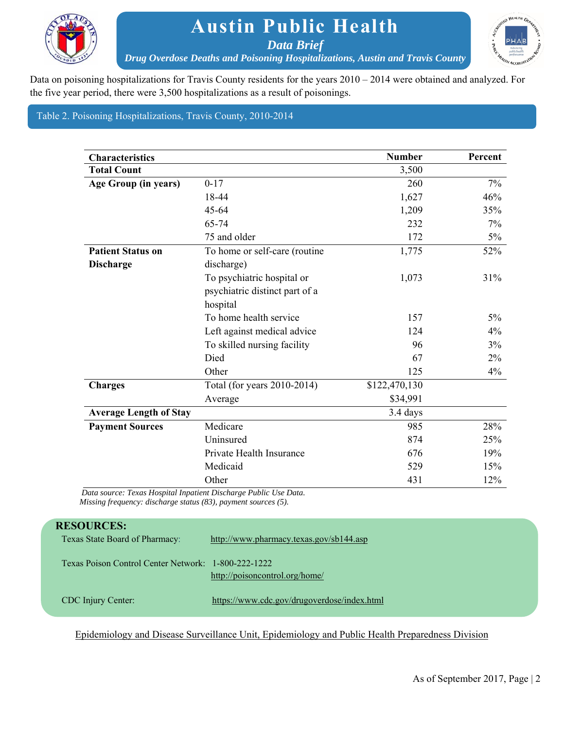# Austin Public Health

*Data Brief*

*Drug Overdose Deaths and Poisoning Hospitalizations, Austin and Travis County*

Data on poisoning hospitalizations for Travis County residents for the years 2010 – 2014 were obtained and analyzed. For the five year period, there were 3,500 hospitalizations as a result of poisonings.

Table 2. Poisoning Hospitalizations, Travis County, 2010-2014

| Characteristics | | Number | Percent |
|---|---|---|---|
| **Total Count** | | 3,500 | |
| **Age Group (in years)** | 0-17 | 260 | 7% |
| | 18-44 | 1,627 | 46% |
| | 45-64 | 1,209 | 35% |
| | 65-74 | 232 | 7% |
| | 75 and older | 172 | 5% |
| **Patient Status on Discharge** | To home or self-care (routine discharge) | 1,775 | 52% |
| | To psychiatric hospital or psychiatric distinct part of a hospital | 1,073 | 31% |
| | To home health service | 157 | 5% |
| | Left against medical advice | 124 | 4% |
| | To skilled nursing facility | 96 | 3% |
| | Died | 67 | 2% |
| | Other | 125 | 4% |
| **Charges** | Total (for years 2010-2014) | $122,470,130 | |
| | Average | $34,991 | |
| **Average Length of Stay** | | 3.4 days | |
| **Payment Sources** | Medicare | 985 | 28% |
| | Uninsured | 874 | 25% |
| | Private Health Insurance | 676 | 19% |
| | Medicaid | 529 | 15% |
| | Other | 431 | 12% |

*Data source: Texas Hospital Inpatient Discharge Public Use Data.*
*Missing frequency: discharge status (83), payment sources (5).*

## RESOURCES:

Texas State Board of Pharmacy: http://www.pharmacy.texas.gov/sb144.asp

Texas Poison Control Center Network: 1-800-222-1222
http://poisoncontrol.org/home/

CDC Injury Center: https://www.cdc.gov/drugoverdose/index.html

Epidemiology and Disease Surveillance Unit, Epidemiology and Public Health Preparedness Division

As of September 2017